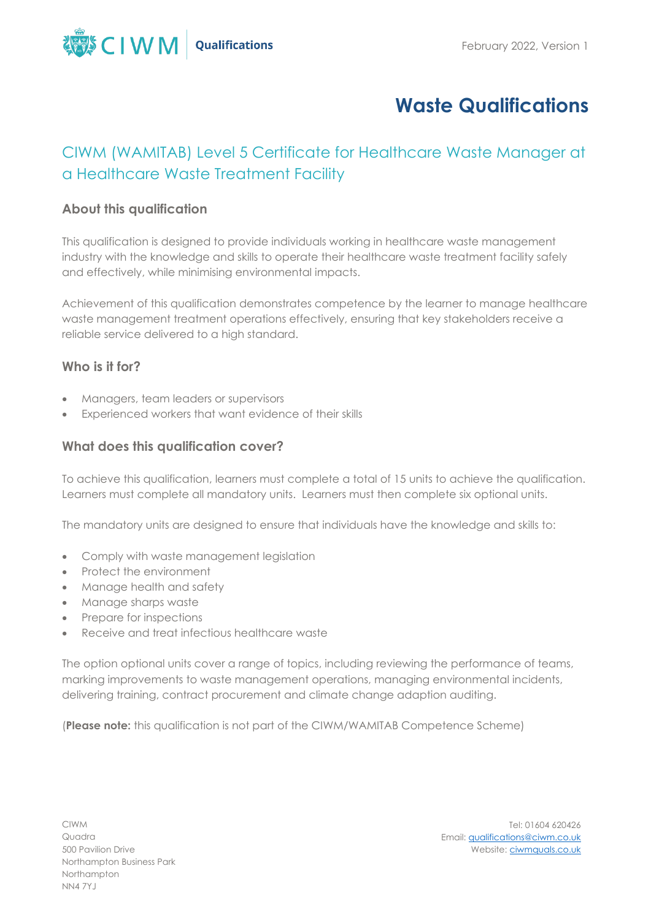# Waste Qualifications

## CIWM (WAMITAB) Level 5 Certificate for Healthcare Waste Manager at a Healthcare Waste Treatment Facility

### About this qualification

This qualification is designed to provide individuals working in healthcare waste management industry with the knowledge and skills to operate their healthcare waste treatment facility safely and effectively, while minimising environmental impacts.

Achievement of this qualification demonstrates competence by the learner to manage healthcare waste management treatment operations effectively, ensuring that key stakeholders receive a reliable service delivered to a high standard.

### Who is it for?

- Managers, team leaders or supervisors
- Experienced workers that want evidence of their skills

### What does this qualification cover?

To achieve this qualification, learners must complete a total of 15 units to achieve the qualification. Learners must complete all mandatory units. Learners must then complete six optional units.

The mandatory units are designed to ensure that individuals have the knowledge and skills to:

- Comply with waste management legislation
- Protect the environment
- Manage health and safety
- Manage sharps waste
- Prepare for inspections
- Receive and treat infectious healthcare waste

The option optional units cover a range of topics, including reviewing the performance of teams, marking improvements to waste management operations, managing environmental incidents, delivering training, contract procurement and climate change adaption auditing.

(**Please note:** this qualification is not part of the CIWM/WAMITAB Competence Scheme)

CIWM
Quadra
500 Pavilion Drive
Northampton Business Park
Northampton
NN4 7YJ

Tel: 01604 620426
Email: qualifications@ciwm.co.uk
Website: ciwmquals.co.uk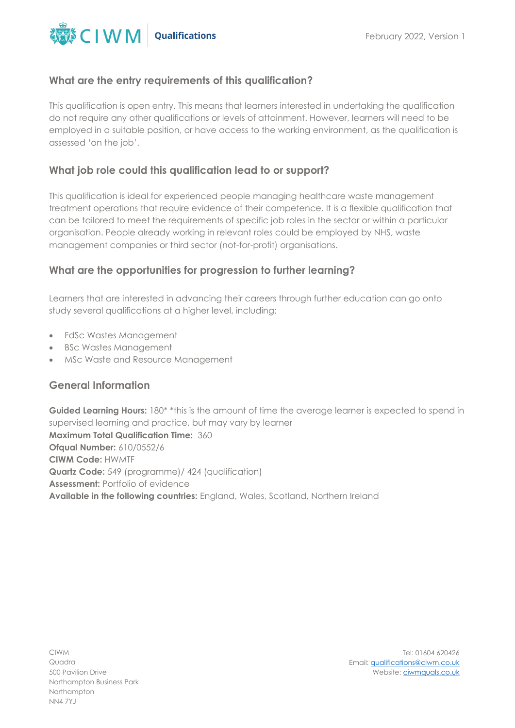## What are the entry requirements of this qualification?

This qualification is open entry. This means that learners interested in undertaking the qualification do not require any other qualifications or levels of attainment. However, learners will need to be employed in a suitable position, or have access to the working environment, as the qualification is assessed 'on the job'.

## What job role could this qualification lead to or support?

This qualification is ideal for experienced people managing healthcare waste management treatment operations that require evidence of their competence. It is a flexible qualification that can be tailored to meet the requirements of specific job roles in the sector or within a particular organisation. People already working in relevant roles could be employed by NHS, waste management companies or third sector (not-for-profit) organisations.

## What are the opportunities for progression to further learning?

Learners that are interested in advancing their careers through further education can go onto study several qualifications at a higher level, including:

- FdSc Wastes Management
- BSc Wastes Management
- MSc Waste and Resource Management

## General Information

**Guided Learning Hours:** 180* *this is the amount of time the average learner is expected to spend in supervised learning and practice, but may vary by learner
**Maximum Total Qualification Time:** 360
**Ofqual Number:** 610/0552/6
**CIWM Code:** HWMTF
**Quartz Code:** 549 (programme)/ 424 (qualification)
**Assessment:** Portfolio of evidence
**Available in the following countries:** England, Wales, Scotland, Northern Ireland

CIWM
Quadra
500 Pavilion Drive
Northampton Business Park
Northampton
NN4 7YJ

Tel: 01604 620426
Email: qualifications@ciwm.co.uk
Website: ciwmquals.co.uk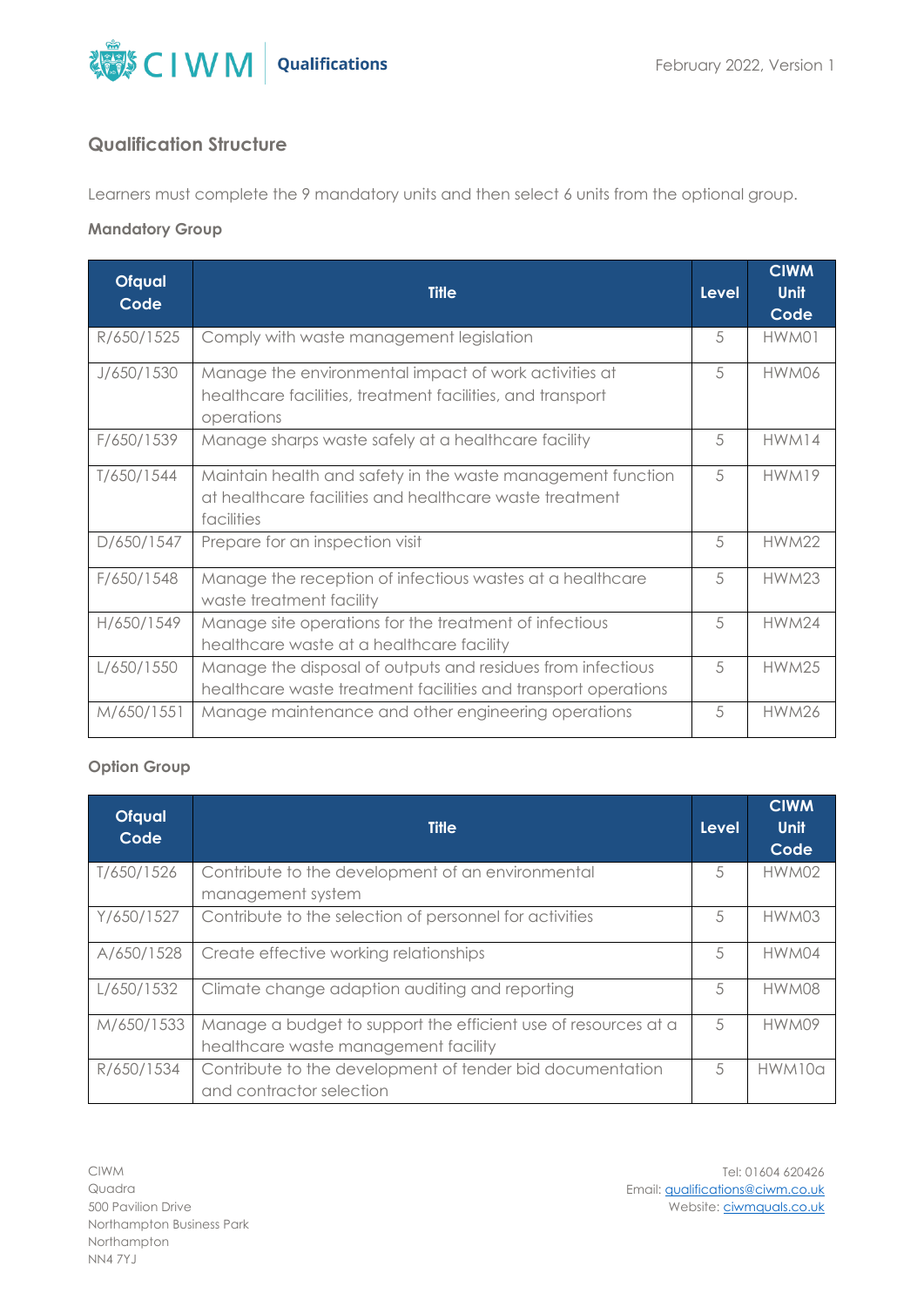## Qualification Structure

Learners must complete the 9 mandatory units and then select 6 units from the optional group.

### Mandatory Group

| Ofqual Code | Title | Level | CIWM Unit Code |
|---|---|---|---|
| R/650/1525 | Comply with waste management legislation | 5 | HWM01 |
| J/650/1530 | Manage the environmental impact of work activities at healthcare facilities, treatment facilities, and transport operations | 5 | HWM06 |
| F/650/1539 | Manage sharps waste safely at a healthcare facility | 5 | HWM14 |
| T/650/1544 | Maintain health and safety in the waste management function at healthcare facilities and healthcare waste treatment facilities | 5 | HWM19 |
| D/650/1547 | Prepare for an inspection visit | 5 | HWM22 |
| F/650/1548 | Manage the reception of infectious wastes at a healthcare waste treatment facility | 5 | HWM23 |
| H/650/1549 | Manage site operations for the treatment of infectious healthcare waste at a healthcare facility | 5 | HWM24 |
| L/650/1550 | Manage the disposal of outputs and residues from infectious healthcare waste treatment facilities and transport operations | 5 | HWM25 |
| M/650/1551 | Manage maintenance and other engineering operations | 5 | HWM26 |

### Option Group

| Ofqual Code | Title | Level | CIWM Unit Code |
|---|---|---|---|
| T/650/1526 | Contribute to the development of an environmental management system | 5 | HWM02 |
| Y/650/1527 | Contribute to the selection of personnel for activities | 5 | HWM03 |
| A/650/1528 | Create effective working relationships | 5 | HWM04 |
| L/650/1532 | Climate change adaption auditing and reporting | 5 | HWM08 |
| M/650/1533 | Manage a budget to support the efficient use of resources at a healthcare waste management facility | 5 | HWM09 |
| R/650/1534 | Contribute to the development of tender bid documentation and contractor selection | 5 | HWM10a |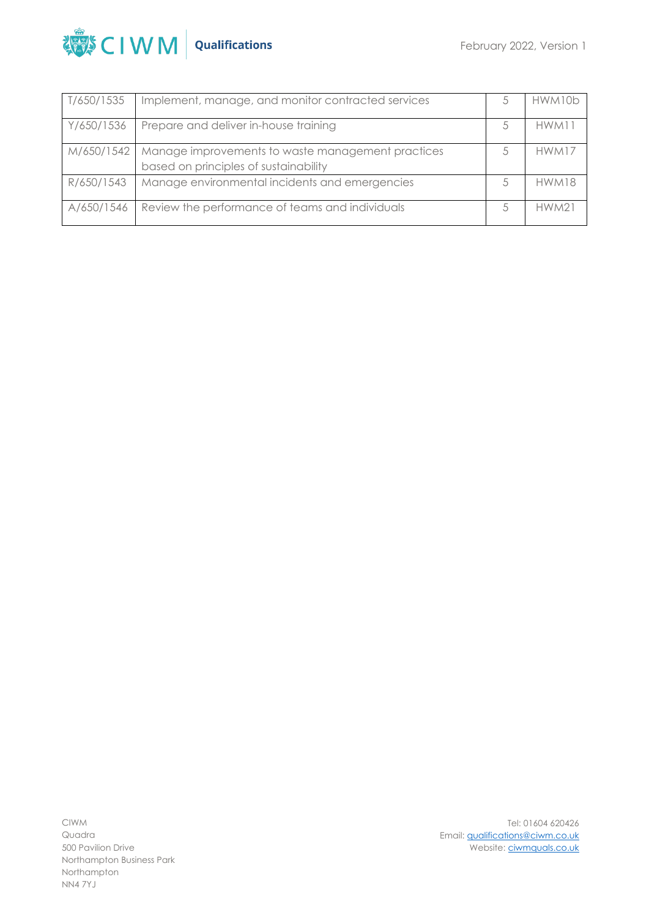| | | | |
|---|---|---|---|
| T/650/1535 | Implement, manage, and monitor contracted services | 5 | HWM10b |
| Y/650/1536 | Prepare and deliver in-house training | 5 | HWM11 |
| M/650/1542 | Manage improvements to waste management practices based on principles of sustainability | 5 | HWM17 |
| R/650/1543 | Manage environmental incidents and emergencies | 5 | HWM18 |
| A/650/1546 | Review the performance of teams and individuals | 5 | HWM21 |

CIWM
Quadra
500 Pavilion Drive
Northampton Business Park
Northampton
NN4 7YJ

Tel: 01604 620426
Email: qualifications@ciwm.co.uk
Website: ciwmquals.co.uk